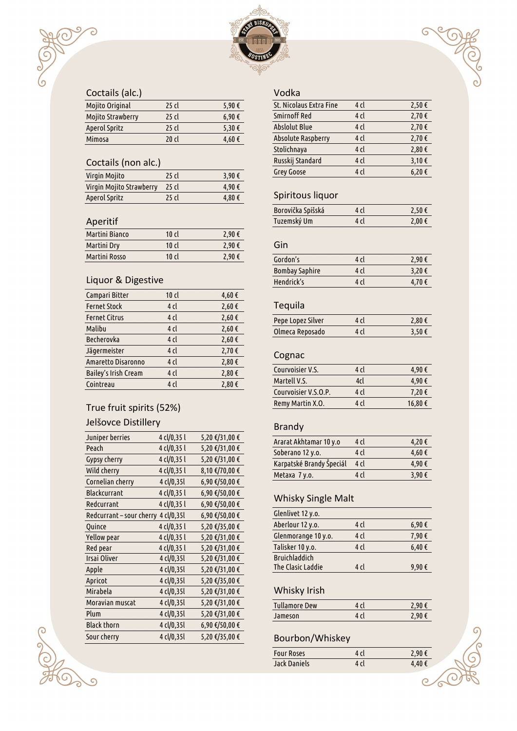## Coctails (alc.)

| | | |
|---|---|---|
| Mojito Original | 25 cl | 5,90 € |
| Mojito Strawberry | 25 cl | 6,90 € |
| Aperol Spritz | 25 cl | 5,30 € |
| Mimosa | 20 cl | 4,60 € |

## Coctails (non alc.)

| | | |
|---|---|---|
| Virgin Mojito | 25 cl | 3,90 € |
| Virgin Mojito Strawberry | 25 cl | 4,90 € |
| Aperol Spritz | 25 cl | 4,80 € |

## Aperitif

| | | |
|---|---|---|
| Martini Bianco | 10 cl | 2,90 € |
| Martini Dry | 10 cl | 2,90 € |
| Martini Rosso | 10 cl | 2,90 € |

## Liquor & Digestive

| | | |
|---|---|---|
| Campari Bitter | 10 cl | 4,60 € |
| Fernet Stock | 4 cl | 2,60 € |
| Fernet Citrus | 4 cl | 2,60 € |
| Malibu | 4 cl | 2,60 € |
| Becherovka | 4 cl | 2,60 € |
| Jägermeister | 4 cl | 2,70 € |
| Amaretto Disaronno | 4 cl | 2,80 € |
| Bailey's Irish Cream | 4 cl | 2,80 € |
| Cointreau | 4 cl | 2,80 € |

## True fruit spirits (52%)

### Jelšovce Distillery

| | | |
|---|---|---|
| Juniper berries | 4 cl/0,35 l | 5,20 €/31,00 € |
| Peach | 4 cl/0,35 l | 5,20 €/31,00 € |
| Gypsy cherry | 4 cl/0,35 l | 5,20 €/31,00 € |
| Wild cherry | 4 cl/0,35 l | 8,10 €/70,00 € |
| Cornelian cherry | 4 cl/0,35l | 6,90 €/50,00 € |
| Blackcurrant | 4 cl/0,35 l | 6,90 €/50,00 € |
| Redcurrant | 4 cl/0,35 l | 6,90 €/50,00 € |
| Redcurrant – sour cherry | 4 cl/0,35l | 6,90 €/50,00 € |
| Quince | 4 cl/0,35 l | 5,20 €/35,00 € |
| Yellow pear | 4 cl/0,35 l | 5,20 €/31,00 € |
| Red pear | 4 cl/0,35 l | 5,20 €/31,00 € |
| Irsai Oliver | 4 cl/0,35l | 5,20 €/31,00 € |
| Apple | 4 cl/0,35l | 5,20 €/31,00 € |
| Apricot | 4 cl/0,35l | 5,20 €/35,00 € |
| Mirabela | 4 cl/0,35l | 5,20 €/31,00 € |
| Moravian muscat | 4 cl/0,35l | 5,20 €/31,00 € |
| Plum | 4 cl/0,35l | 5,20 €/31,00 € |
| Black thorn | 4 cl/0,35l | 6,90 €/50,00 € |
| Sour cherry | 4 cl/0,35l | 5,20 €/35,00 € |

## Vodka

| | | |
|---|---|---|
| St. Nicolaus Extra Fine | 4 cl | 2,50 € |
| Smirnoff Red | 4 cl | 2,70 € |
| Abslolut Blue | 4 cl | 2,70 € |
| Absolute Raspberry | 4 cl | 2,70 € |
| Stolichnaya | 4 cl | 2,80 € |
| Russkij Standard | 4 cl | 3,10 € |
| Grey Goose | 4 cl | 6,20 € |

## Spiritous liquor

| | | |
|---|---|---|
| Borovička Spišská | 4 cl | 2,50 € |
| Tuzemský Um | 4 cl | 2,00 € |

## Gin

| | | |
|---|---|---|
| Gordon's | 4 cl | 2,90 € |
| Bombay Saphire | 4 cl | 3,20 € |
| Hendrick's | 4 cl | 4,70 € |

## Tequila

| | | |
|---|---|---|
| Pepe Lopez Silver | 4 cl | 2,80 € |
| Olmeca Reposado | 4 cl | 3,50 € |

## Cognac

| | | |
|---|---|---|
| Courvoisier V.S. | 4 cl | 4,90 € |
| Martell V.S. | 4cl | 4,90 € |
| Courvoisier V.S.O.P. | 4 cl | 7,20 € |
| Remy Martin X.O. | 4 cl | 16,80 € |

## Brandy

| | | |
|---|---|---|
| Ararat Akhtamar 10 y.o | 4 cl | 4,20 € |
| Soberano 12 y.o. | 4 cl | 4,60 € |
| Karpatské Brandy Špeciál | 4 cl | 4,90 € |
| Metaxa 7 y.o. | 4 cl | 3,90 € |

## Whisky Single Malt

| | | |
|---|---|---|
| Glenlivet 12 y.o. | | |
| Aberlour 12 y.o. | 4 cl | 6,90 € |
| Glenmorange 10 y.o. | 4 cl | 7,90 € |
| Talisker 10 y.o. | 4 cl | 6,40 € |
| Bruichladdich The Clasic Laddie | 4 cl | 9,90 € |

## Whisky Irish

| | | |
|---|---|---|
| Tullamore Dew | 4 cl | 2,90 € |
| Jameson | 4 cl | 2,90 € |

## Bourbon/Whiskey

| | | |
|---|---|---|
| Four Roses | 4 cl | 2,90 € |
| Jack Daniels | 4 cl | 4,40 € |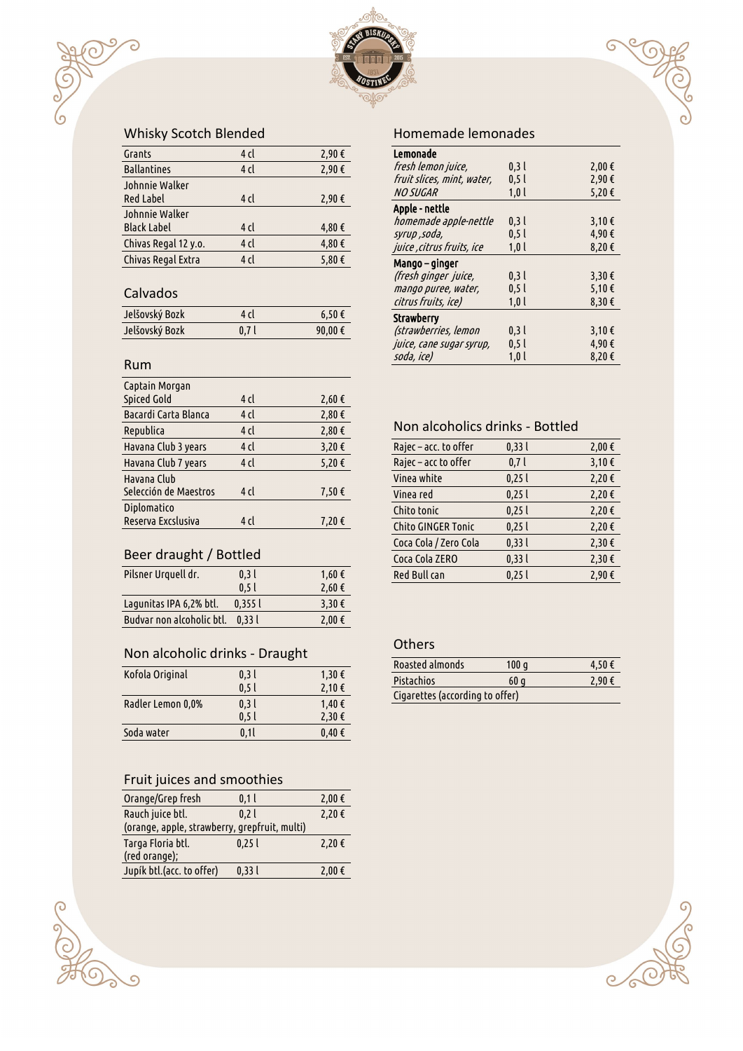## Whisky Scotch Blended

| | | |
|---|---|---|
| Grants | 4 cl | 2,90 € |
| Ballantines | 4 cl | 2,90 € |
| Johnnie Walker Red Label | 4 cl | 2,90 € |
| Johnnie Walker Black Label | 4 cl | 4,80 € |
| Chivas Regal 12 y.o. | 4 cl | 4,80 € |
| Chivas Regal Extra | 4 cl | 5,80 € |

## Calvados

| | | |
|---|---|---|
| Jelšovský Bozk | 4 cl | 6,50 € |
| Jelšovský Bozk | 0,7 l | 90,00 € |

## Rum

| | | |
|---|---|---|
| Captain Morgan Spiced Gold | 4 cl | 2,60 € |
| Bacardi Carta Blanca | 4 cl | 2,80 € |
| Republica | 4 cl | 2,80 € |
| Havana Club 3 years | 4 cl | 3,20 € |
| Havana Club 7 years | 4 cl | 5,20 € |
| Havana Club Selección de Maestros | 4 cl | 7,50 € |
| Diplomatico Reserva Excslusiva | 4 cl | 7,20 € |

## Beer draught / Bottled

| | | |
|---|---|---|
| Pilsner Urquell dr. | 0,3 l<br>0,5 l | 1,60 €<br>2,60 € |
| Lagunitas IPA 6,2% btl. | 0,355 l | 3,30 € |
| Budvar non alcoholic btl. | 0,33 l | 2,00 € |

## Non alcoholic drinks - Draught

| | | |
|---|---|---|
| Kofola Original | 0,3 l<br>0,5 l | 1,30 €<br>2,10 € |
| Radler Lemon 0,0% | 0,3 l<br>0,5 l | 1,40 €<br>2,30 € |
| Soda water | 0,1l | 0,40 € |

## Fruit juices and smoothies

| | | |
|---|---|---|
| Orange/Grep fresh | 0,1 l | 2,00 € |
| Rauch juice btl.<br>(orange, apple, strawberry, grepfruit, multi) | 0,2 l | 2,20 € |
| Targa Floria btl.<br>(red orange); | 0,25 l | 2,20 € |
| Jupík btl.(acc. to offer) | 0,33 l | 2,00 € |

## Homemade lemonades

| | | |
|---|---|---|
| **Lemonade**<br>*fresh lemon juice, fruit slices, mint, water, NO SUGAR* | 0,3 l<br>0,5 l<br>1,0 l | 2,00 €<br>2,90 €<br>5,20 € |
| **Apple - nettle**<br>*homemade apple-nettle syrup ,soda, juice ,citrus fruits, ice* | 0,3 l<br>0,5 l<br>1,0 l | 3,10 €<br>4,90 €<br>8,20 € |
| **Mango – ginger**<br>*(fresh ginger juice, mango puree, water, citrus fruits, ice)* | 0,3 l<br>0,5 l<br>1,0 l | 3,30 €<br>5,10 €<br>8,30 € |
| **Strawberry**<br>*(strawberries, lemon juice, cane sugar syrup, soda, ice)* | 0,3 l<br>0,5 l<br>1,0 l | 3,10 €<br>4,90 €<br>8,20 € |

## Non alcoholics drinks - Bottled

| | | |
|---|---|---|
| Rajec – acc. to offer | 0,33 l | 2,00 € |
| Rajec – acc to offer | 0,7 l | 3,10 € |
| Vinea white | 0,25 l | 2,20 € |
| Vinea red | 0,25 l | 2,20 € |
| Chito tonic | 0,25 l | 2,20 € |
| Chito GINGER Tonic | 0,25 l | 2,20 € |
| Coca Cola / Zero Cola | 0,33 l | 2,30 € |
| Coca Cola ZERO | 0,33 l | 2,30 € |
| Red Bull can | 0,25 l | 2,90 € |

## Others

| | | |
|---|---|---|
| Roasted almonds | 100 g | 4,50 € |
| Pistachios | 60 g | 2,90 € |
| Cigarettes (according to offer) | | |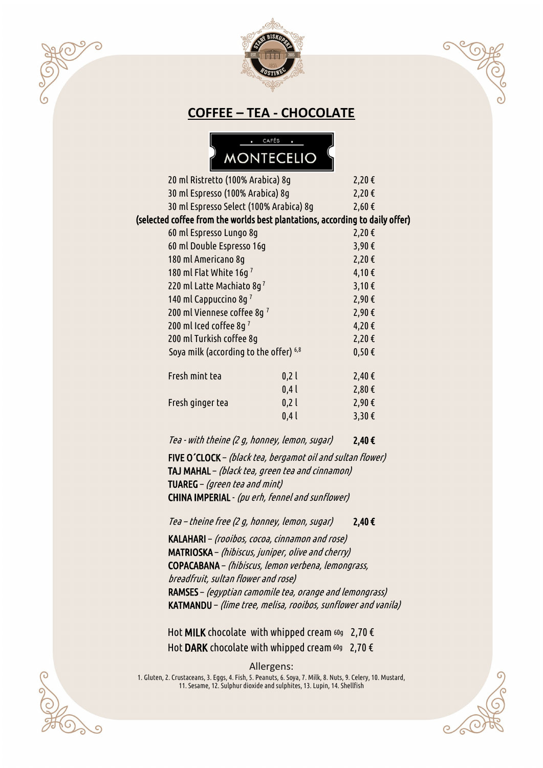# COFFEE – TEA - CHOCOLATE

CAFÉS
MONTECELIO

| | |
|---|---|
| 20 ml Ristretto (100% Arabica) 8g | 2,20 € |
| 30 ml Espresso (100% Arabica) 8g | 2,20 € |
| 30 ml Espresso Select (100% Arabica) 8g | 2,60 € |

**(selected coffee from the worlds best plantations, according to daily offer)**

| | |
|---|---|
| 60 ml Espresso Lungo 8g | 2,20 € |
| 60 ml Double Espresso 16g | 3,90 € |
| 180 ml Americano 8g | 2,20 € |
| 180 ml Flat White 16g [7] | 4,10 € |
| 220 ml Latte Machiato 8g [7] | 3,10 € |
| 140 ml Cappuccino 8g [7] | 2,90 € |
| 200 ml Viennese coffee 8g [7] | 2,90 € |
| 200 ml Iced coffee 8g [7] | 4,20 € |
| 200 ml Turkish coffee 8g | 2,20 € |
| Soya milk (according to the offer) [6,8] | 0,50 € |

| | | |
|---|---|---|
| Fresh mint tea | 0,2 l | 2,40 € |
| | 0,4 l | 2,80 € |
| Fresh ginger tea | 0,2 l | 2,90 € |
| | 0,4 l | 3,30 € |

*Tea - with theine (2 g, honney, lemon, sugar)* **2,40 €**

**FIVE O´CLOCK** – *(black tea, bergamot oil and sultan flower)*
**TAJ MAHAL** – *(black tea, green tea and cinnamon)*
**TUAREG** – *(green tea and mint)*
**CHINA IMPERIAL** - *(pu erh, fennel and sunflower)*

*Tea – theine free (2 g, honney, lemon, sugar)* **2,40 €**

**KALAHARI** – *(rooibos, cocoa, cinnamon and rose)*
**MATRIOSKA** – *(hibiscus, juniper, olive and cherry)*
**COPACABANA** – *(hibiscus, lemon verbena, lemongrass, breadfruit, sultan flower and rose)*
**RAMSES** – *(egyptian camomile tea, orange and lemongrass)*
**KATMANDU** – *(lime tree, melisa, rooibos, sunflower and vanila)*

Hot **MILK** chocolate with whipped cream 60g 2,70 €
Hot **DARK** chocolate with whipped cream 60g 2,70 €

Allergens:
1. Gluten, 2. Crustaceans, 3. Eggs, 4. Fish, 5. Peanuts, 6. Soya, 7. Milk, 8. Nuts, 9. Celery, 10. Mustard, 11. Sesame, 12. Sulphur dioxide and sulphites, 13. Lupin, 14. Shellfish